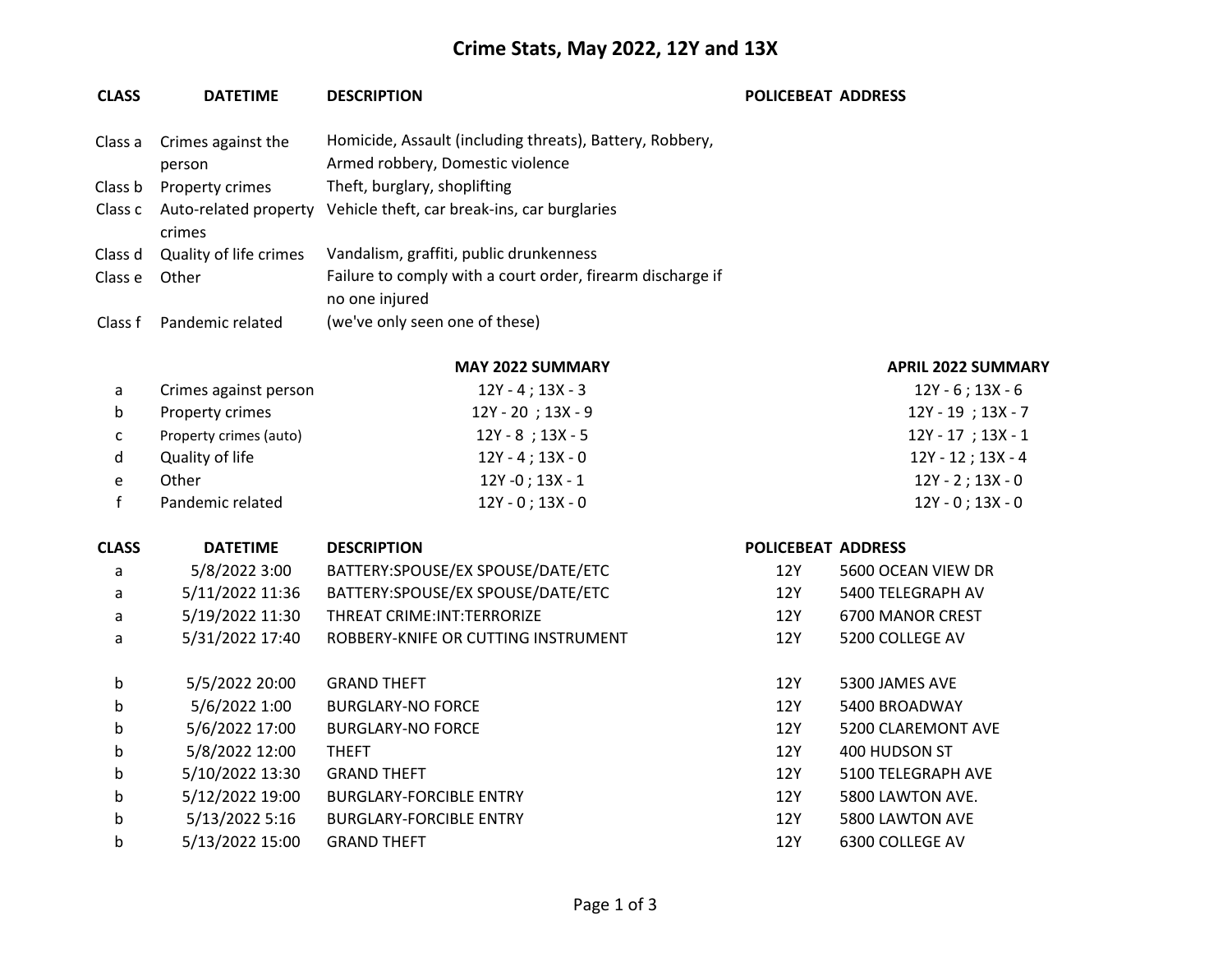# Crime Stats, May 2022, 12Y and 13X

| CLASS | DATETIME | DESCRIPTION | POLICEBEAT | ADDRESS |
|---|---|---|---|---|
| Class a | Crimes against the person | Homicide, Assault (including threats), Battery, Robbery, Armed robbery, Domestic violence | | |
| Class b | Property crimes | Theft, burglary, shoplifting | | |
| Class c | Auto-related property crimes | Vehicle theft, car break-ins, car burglaries | | |
| Class d | Quality of life crimes | Vandalism, graffiti, public drunkenness | | |
| Class e | Other | Failure to comply with a court order, firearm discharge if no one injured | | |
| Class f | Pandemic related | (we've only seen one of these) | | |

| | | MAY 2022 SUMMARY | APRIL 2022 SUMMARY |
|---|---|---|---|
| a | Crimes against person | 12Y - 4 ; 13X - 3 | 12Y - 6 ; 13X - 6 |
| b | Property crimes | 12Y - 20 ; 13X - 9 | 12Y - 19 ; 13X - 7 |
| c | Property crimes (auto) | 12Y - 8 ; 13X - 5 | 12Y - 17 ; 13X - 1 |
| d | Quality of life | 12Y - 4 ; 13X - 0 | 12Y - 12 ; 13X - 4 |
| e | Other | 12Y -0 ; 13X - 1 | 12Y - 2 ; 13X - 0 |
| f | Pandemic related | 12Y - 0 ; 13X - 0 | 12Y - 0 ; 13X - 0 |

| CLASS | DATETIME | DESCRIPTION | POLICEBEAT | ADDRESS |
|---|---|---|---|---|
| a | 5/8/2022 3:00 | BATTERY:SPOUSE/EX SPOUSE/DATE/ETC | 12Y | 5600 OCEAN VIEW DR |
| a | 5/11/2022 11:36 | BATTERY:SPOUSE/EX SPOUSE/DATE/ETC | 12Y | 5400 TELEGRAPH AV |
| a | 5/19/2022 11:30 | THREAT CRIME:INT:TERRORIZE | 12Y | 6700 MANOR CREST |
| a | 5/31/2022 17:40 | ROBBERY-KNIFE OR CUTTING INSTRUMENT | 12Y | 5200 COLLEGE AV |
| | | | | |
| b | 5/5/2022 20:00 | GRAND THEFT | 12Y | 5300 JAMES AVE |
| b | 5/6/2022 1:00 | BURGLARY-NO FORCE | 12Y | 5400 BROADWAY |
| b | 5/6/2022 17:00 | BURGLARY-NO FORCE | 12Y | 5200 CLAREMONT AVE |
| b | 5/8/2022 12:00 | THEFT | 12Y | 400 HUDSON ST |
| b | 5/10/2022 13:30 | GRAND THEFT | 12Y | 5100 TELEGRAPH AVE |
| b | 5/12/2022 19:00 | BURGLARY-FORCIBLE ENTRY | 12Y | 5800 LAWTON AVE. |
| b | 5/13/2022 5:16 | BURGLARY-FORCIBLE ENTRY | 12Y | 5800 LAWTON AVE |
| b | 5/13/2022 15:00 | GRAND THEFT | 12Y | 6300 COLLEGE AV |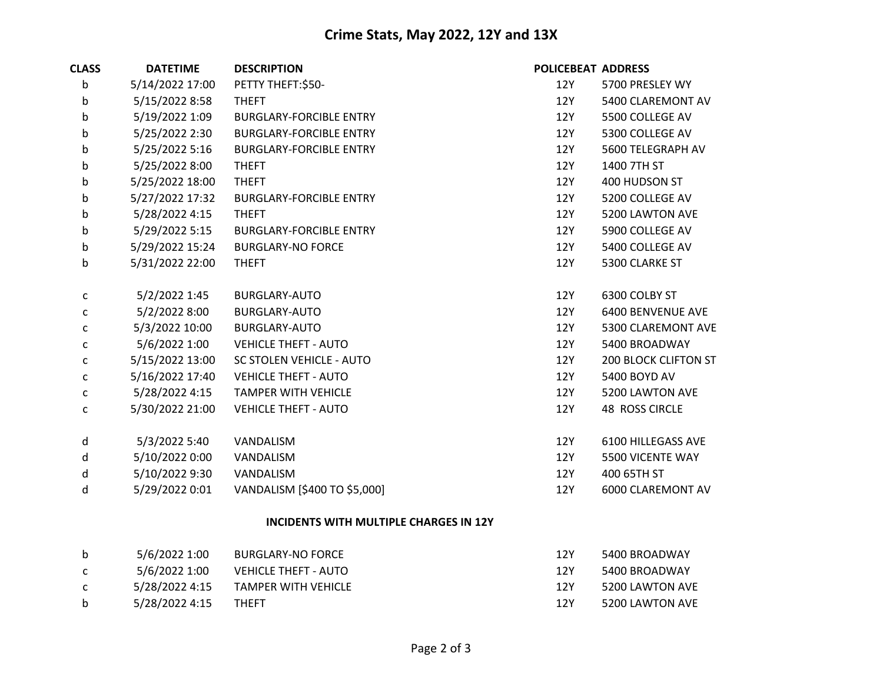# Crime Stats, May 2022, 12Y and 13X

| CLASS | DATETIME | DESCRIPTION | POLICEBEAT | ADDRESS |
|---|---|---|---|---|
| b | 5/14/2022 17:00 | PETTY THEFT:$50- | 12Y | 5700 PRESLEY WY |
| b | 5/15/2022 8:58 | THEFT | 12Y | 5400 CLAREMONT AV |
| b | 5/19/2022 1:09 | BURGLARY-FORCIBLE ENTRY | 12Y | 5500 COLLEGE AV |
| b | 5/25/2022 2:30 | BURGLARY-FORCIBLE ENTRY | 12Y | 5300 COLLEGE AV |
| b | 5/25/2022 5:16 | BURGLARY-FORCIBLE ENTRY | 12Y | 5600 TELEGRAPH AV |
| b | 5/25/2022 8:00 | THEFT | 12Y | 1400 7TH ST |
| b | 5/25/2022 18:00 | THEFT | 12Y | 400 HUDSON ST |
| b | 5/27/2022 17:32 | BURGLARY-FORCIBLE ENTRY | 12Y | 5200 COLLEGE AV |
| b | 5/28/2022 4:15 | THEFT | 12Y | 5200 LAWTON AVE |
| b | 5/29/2022 5:15 | BURGLARY-FORCIBLE ENTRY | 12Y | 5900 COLLEGE AV |
| b | 5/29/2022 15:24 | BURGLARY-NO FORCE | 12Y | 5400 COLLEGE AV |
| b | 5/31/2022 22:00 | THEFT | 12Y | 5300 CLARKE ST |
| | | | | |
| c | 5/2/2022 1:45 | BURGLARY-AUTO | 12Y | 6300 COLBY ST |
| c | 5/2/2022 8:00 | BURGLARY-AUTO | 12Y | 6400 BENVENUE AVE |
| c | 5/3/2022 10:00 | BURGLARY-AUTO | 12Y | 5300 CLAREMONT AVE |
| c | 5/6/2022 1:00 | VEHICLE THEFT - AUTO | 12Y | 5400 BROADWAY |
| c | 5/15/2022 13:00 | SC STOLEN VEHICLE - AUTO | 12Y | 200 BLOCK CLIFTON ST |
| c | 5/16/2022 17:40 | VEHICLE THEFT - AUTO | 12Y | 5400 BOYD AV |
| c | 5/28/2022 4:15 | TAMPER WITH VEHICLE | 12Y | 5200 LAWTON AVE |
| c | 5/30/2022 21:00 | VEHICLE THEFT - AUTO | 12Y | 48 ROSS CIRCLE |
| | | | | |
| d | 5/3/2022 5:40 | VANDALISM | 12Y | 6100 HILLEGASS AVE |
| d | 5/10/2022 0:00 | VANDALISM | 12Y | 5500 VICENTE WAY |
| d | 5/10/2022 9:30 | VANDALISM | 12Y | 400 65TH ST |
| d | 5/29/2022 0:01 | VANDALISM [$400 TO $5,000] | 12Y | 6000 CLAREMONT AV |

## INCIDENTS WITH MULTIPLE CHARGES IN 12Y

| CLASS | DATETIME | DESCRIPTION | POLICEBEAT | ADDRESS |
|---|---|---|---|---|
| b | 5/6/2022 1:00 | BURGLARY-NO FORCE | 12Y | 5400 BROADWAY |
| c | 5/6/2022 1:00 | VEHICLE THEFT - AUTO | 12Y | 5400 BROADWAY |
| c | 5/28/2022 4:15 | TAMPER WITH VEHICLE | 12Y | 5200 LAWTON AVE |
| b | 5/28/2022 4:15 | THEFT | 12Y | 5200 LAWTON AVE |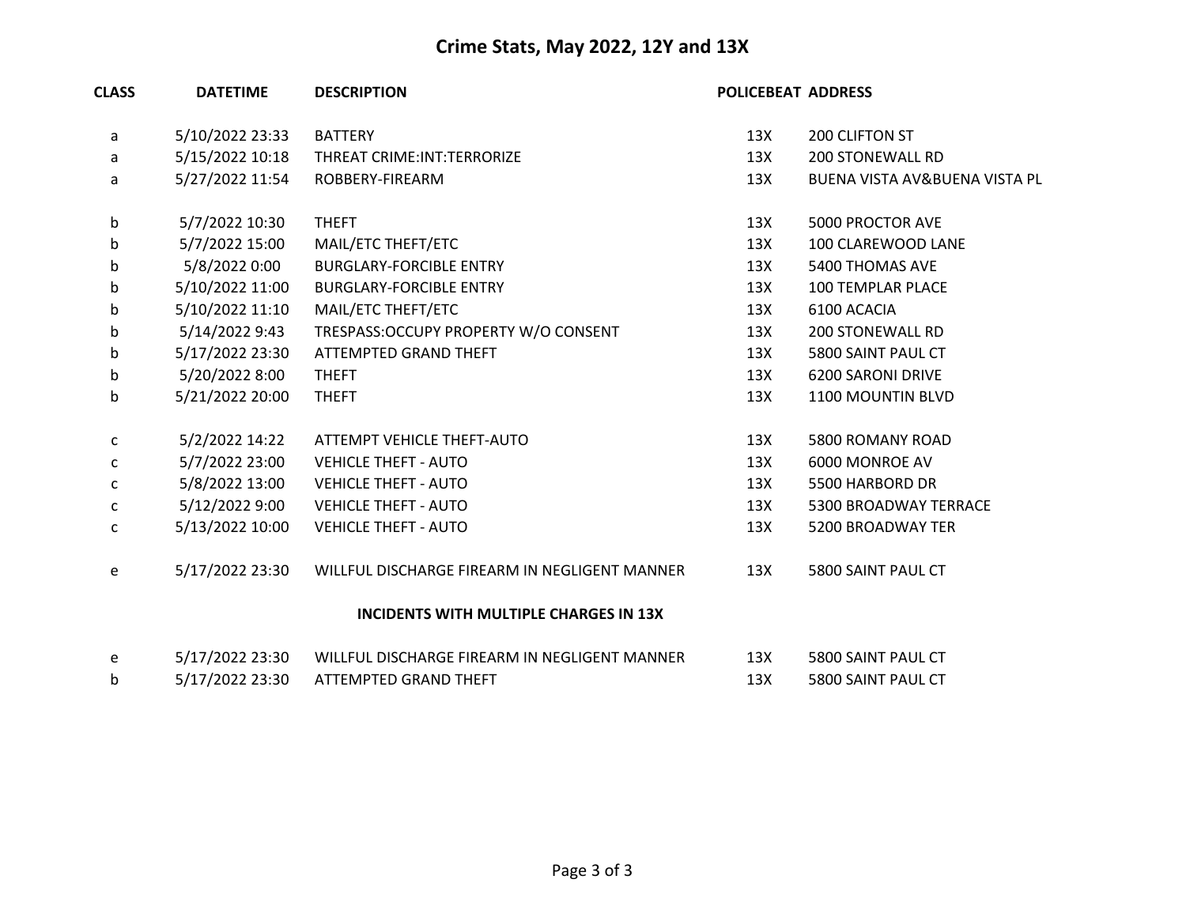# Crime Stats, May 2022, 12Y and 13X

| CLASS | DATETIME | DESCRIPTION | POLICEBEAT | ADDRESS |
|---|---|---|---|---|
| a | 5/10/2022 23:33 | BATTERY | 13X | 200 CLIFTON ST |
| a | 5/15/2022 10:18 | THREAT CRIME:INT:TERRORIZE | 13X | 200 STONEWALL RD |
| a | 5/27/2022 11:54 | ROBBERY-FIREARM | 13X | BUENA VISTA AV&BUENA VISTA PL |
| b | 5/7/2022 10:30 | THEFT | 13X | 5000 PROCTOR AVE |
| b | 5/7/2022 15:00 | MAIL/ETC THEFT/ETC | 13X | 100 CLAREWOOD LANE |
| b | 5/8/2022 0:00 | BURGLARY-FORCIBLE ENTRY | 13X | 5400 THOMAS AVE |
| b | 5/10/2022 11:00 | BURGLARY-FORCIBLE ENTRY | 13X | 100 TEMPLAR PLACE |
| b | 5/10/2022 11:10 | MAIL/ETC THEFT/ETC | 13X | 6100 ACACIA |
| b | 5/14/2022 9:43 | TRESPASS:OCCUPY PROPERTY W/O CONSENT | 13X | 200 STONEWALL RD |
| b | 5/17/2022 23:30 | ATTEMPTED GRAND THEFT | 13X | 5800 SAINT PAUL CT |
| b | 5/20/2022 8:00 | THEFT | 13X | 6200 SARONI DRIVE |
| b | 5/21/2022 20:00 | THEFT | 13X | 1100 MOUNTIN BLVD |
| c | 5/2/2022 14:22 | ATTEMPT VEHICLE THEFT-AUTO | 13X | 5800 ROMANY ROAD |
| c | 5/7/2022 23:00 | VEHICLE THEFT - AUTO | 13X | 6000 MONROE AV |
| c | 5/8/2022 13:00 | VEHICLE THEFT - AUTO | 13X | 5500 HARBORD DR |
| c | 5/12/2022 9:00 | VEHICLE THEFT - AUTO | 13X | 5300 BROADWAY TERRACE |
| c | 5/13/2022 10:00 | VEHICLE THEFT - AUTO | 13X | 5200 BROADWAY TER |
| e | 5/17/2022 23:30 | WILLFUL DISCHARGE FIREARM IN NEGLIGENT MANNER | 13X | 5800 SAINT PAUL CT |

**INCIDENTS WITH MULTIPLE CHARGES IN 13X**

| | | | | |
|---|---|---|---|---|
| e | 5/17/2022 23:30 | WILLFUL DISCHARGE FIREARM IN NEGLIGENT MANNER | 13X | 5800 SAINT PAUL CT |
| b | 5/17/2022 23:30 | ATTEMPTED GRAND THEFT | 13X | 5800 SAINT PAUL CT |